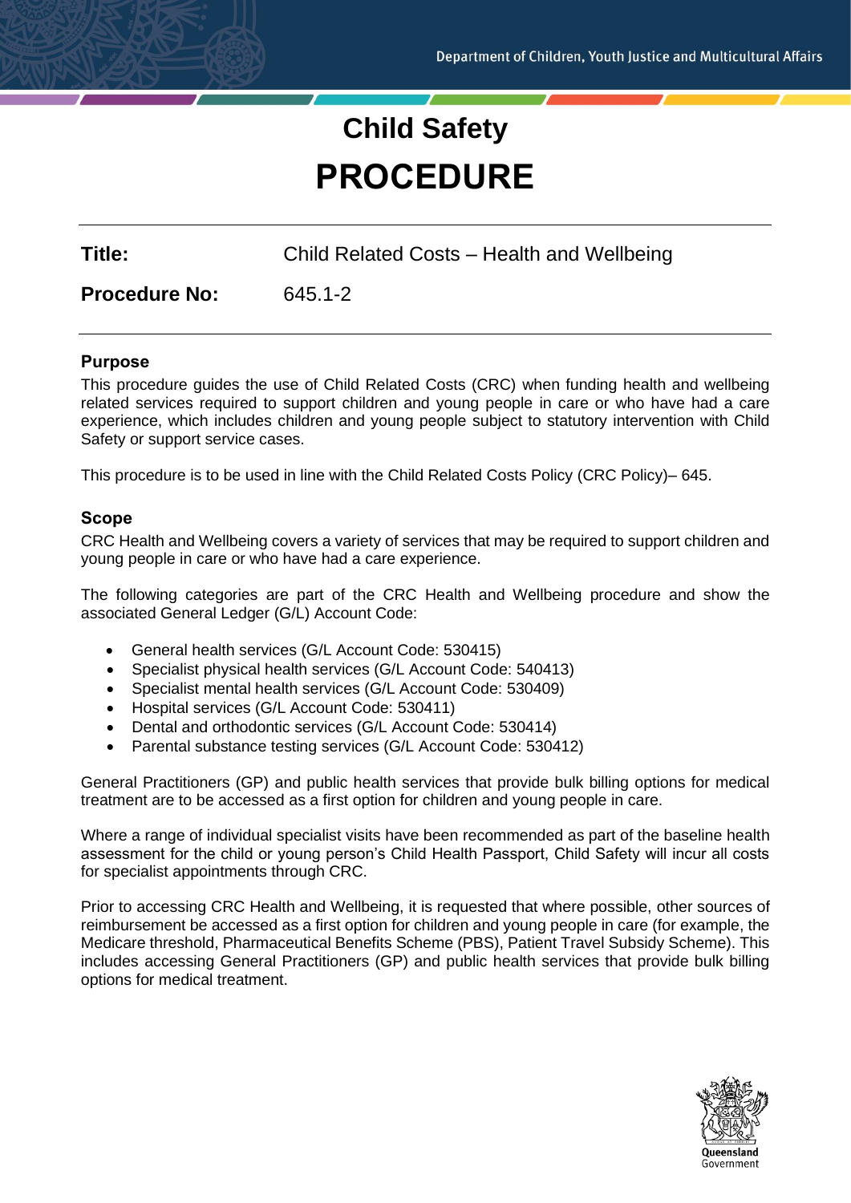Child Safety

# PROCEDURE

**Title:** Child Related Costs – Health and Wellbeing

**Procedure No:** 645.1-2

## Purpose

This procedure guides the use of Child Related Costs (CRC) when funding health and wellbeing related services required to support children and young people in care or who have had a care experience, which includes children and young people subject to statutory intervention with Child Safety or support service cases.

This procedure is to be used in line with the Child Related Costs Policy (CRC Policy)– 645.

## Scope

CRC Health and Wellbeing covers a variety of services that may be required to support children and young people in care or who have had a care experience.

The following categories are part of the CRC Health and Wellbeing procedure and show the associated General Ledger (G/L) Account Code:

- General health services (G/L Account Code: 530415)
- Specialist physical health services (G/L Account Code: 540413)
- Specialist mental health services (G/L Account Code: 530409)
- Hospital services (G/L Account Code: 530411)
- Dental and orthodontic services (G/L Account Code: 530414)
- Parental substance testing services (G/L Account Code: 530412)

General Practitioners (GP) and public health services that provide bulk billing options for medical treatment are to be accessed as a first option for children and young people in care.

Where a range of individual specialist visits have been recommended as part of the baseline health assessment for the child or young person's Child Health Passport, Child Safety will incur all costs for specialist appointments through CRC.

Prior to accessing CRC Health and Wellbeing, it is requested that where possible, other sources of reimbursement be accessed as a first option for children and young people in care (for example, the Medicare threshold, Pharmaceutical Benefits Scheme (PBS), Patient Travel Subsidy Scheme). This includes accessing General Practitioners (GP) and public health services that provide bulk billing options for medical treatment.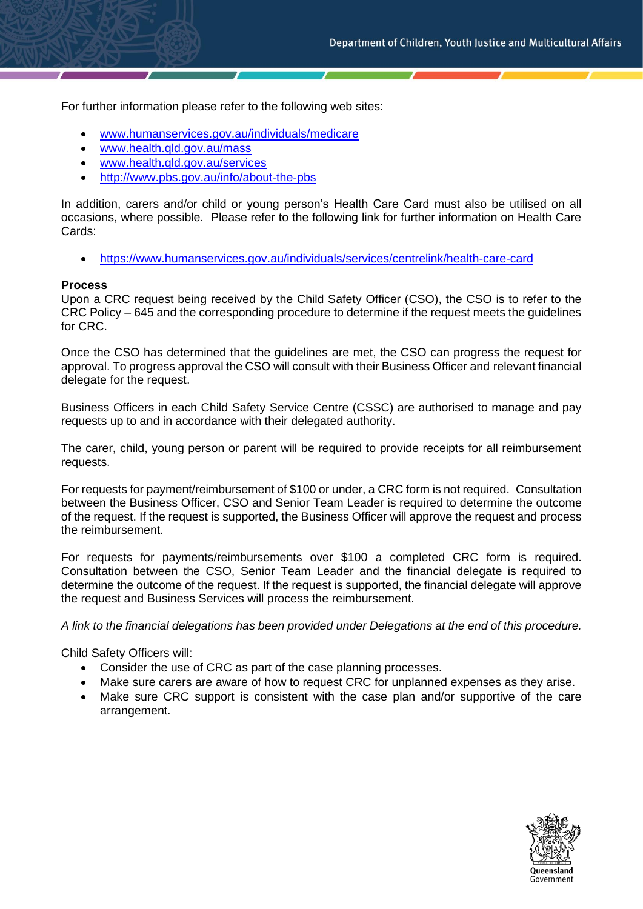For further information please refer to the following web sites:

- www.humanservices.gov.au/individuals/medicare
- www.health.qld.gov.au/mass
- www.health.qld.gov.au/services
- http://www.pbs.gov.au/info/about-the-pbs

In addition, carers and/or child or young person's Health Care Card must also be utilised on all occasions, where possible. Please refer to the following link for further information on Health Care Cards:

- https://www.humanservices.gov.au/individuals/services/centrelink/health-care-card

**Process**

Upon a CRC request being received by the Child Safety Officer (CSO), the CSO is to refer to the CRC Policy – 645 and the corresponding procedure to determine if the request meets the guidelines for CRC.

Once the CSO has determined that the guidelines are met, the CSO can progress the request for approval. To progress approval the CSO will consult with their Business Officer and relevant financial delegate for the request.

Business Officers in each Child Safety Service Centre (CSSC) are authorised to manage and pay requests up to and in accordance with their delegated authority.

The carer, child, young person or parent will be required to provide receipts for all reimbursement requests.

For requests for payment/reimbursement of $100 or under, a CRC form is not required. Consultation between the Business Officer, CSO and Senior Team Leader is required to determine the outcome of the request. If the request is supported, the Business Officer will approve the request and process the reimbursement.

For requests for payments/reimbursements over $100 a completed CRC form is required. Consultation between the CSO, Senior Team Leader and the financial delegate is required to determine the outcome of the request. If the request is supported, the financial delegate will approve the request and Business Services will process the reimbursement.

*A link to the financial delegations has been provided under Delegations at the end of this procedure.*

Child Safety Officers will:

- Consider the use of CRC as part of the case planning processes.
- Make sure carers are aware of how to request CRC for unplanned expenses as they arise.
- Make sure CRC support is consistent with the case plan and/or supportive of the care arrangement.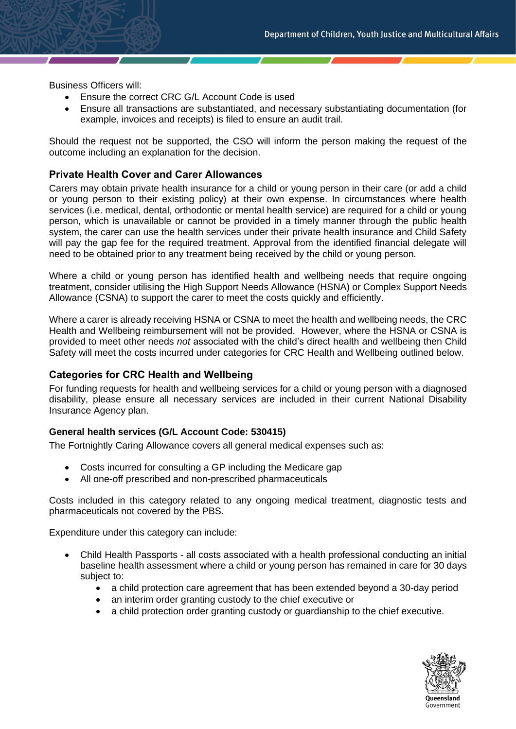Business Officers will:

- Ensure the correct CRC G/L Account Code is used
- Ensure all transactions are substantiated, and necessary substantiating documentation (for example, invoices and receipts) is filed to ensure an audit trail.

Should the request not be supported, the CSO will inform the person making the request of the outcome including an explanation for the decision.

## Private Health Cover and Carer Allowances

Carers may obtain private health insurance for a child or young person in their care (or add a child or young person to their existing policy) at their own expense. In circumstances where health services (i.e. medical, dental, orthodontic or mental health service) are required for a child or young person, which is unavailable or cannot be provided in a timely manner through the public health system, the carer can use the health services under their private health insurance and Child Safety will pay the gap fee for the required treatment. Approval from the identified financial delegate will need to be obtained prior to any treatment being received by the child or young person.

Where a child or young person has identified health and wellbeing needs that require ongoing treatment, consider utilising the High Support Needs Allowance (HSNA) or Complex Support Needs Allowance (CSNA) to support the carer to meet the costs quickly and efficiently.

Where a carer is already receiving HSNA or CSNA to meet the health and wellbeing needs, the CRC Health and Wellbeing reimbursement will not be provided. However, where the HSNA or CSNA is provided to meet other needs *not* associated with the child's direct health and wellbeing then Child Safety will meet the costs incurred under categories for CRC Health and Wellbeing outlined below.

## Categories for CRC Health and Wellbeing

For funding requests for health and wellbeing services for a child or young person with a diagnosed disability, please ensure all necessary services are included in their current National Disability Insurance Agency plan.

### General health services (G/L Account Code: 530415)

The Fortnightly Caring Allowance covers all general medical expenses such as:

- Costs incurred for consulting a GP including the Medicare gap
- All one-off prescribed and non-prescribed pharmaceuticals

Costs included in this category related to any ongoing medical treatment, diagnostic tests and pharmaceuticals not covered by the PBS.

Expenditure under this category can include:

- Child Health Passports - all costs associated with a health professional conducting an initial baseline health assessment where a child or young person has remained in care for 30 days subject to:
  - a child protection care agreement that has been extended beyond a 30-day period
  - an interim order granting custody to the chief executive or
  - a child protection order granting custody or guardianship to the chief executive.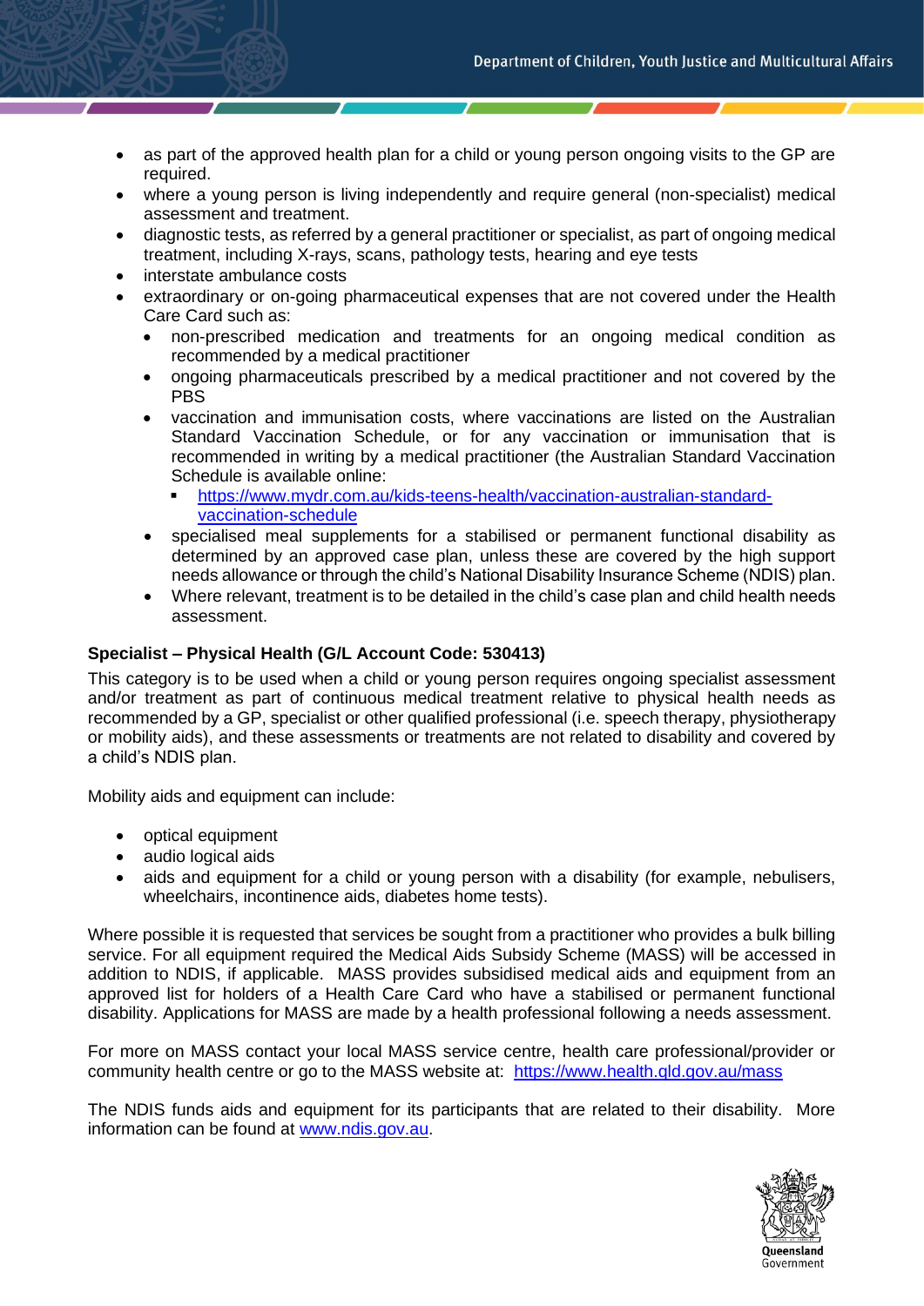- as part of the approved health plan for a child or young person ongoing visits to the GP are required.
- where a young person is living independently and require general (non-specialist) medical assessment and treatment.
- diagnostic tests, as referred by a general practitioner or specialist, as part of ongoing medical treatment, including X-rays, scans, pathology tests, hearing and eye tests
- interstate ambulance costs
- extraordinary or on-going pharmaceutical expenses that are not covered under the Health Care Card such as:
  - non-prescribed medication and treatments for an ongoing medical condition as recommended by a medical practitioner
  - ongoing pharmaceuticals prescribed by a medical practitioner and not covered by the PBS
  - vaccination and immunisation costs, where vaccinations are listed on the Australian Standard Vaccination Schedule, or for any vaccination or immunisation that is recommended in writing by a medical practitioner (the Australian Standard Vaccination Schedule is available online:
    - [https://www.mydr.com.au/kids-teens-health/vaccination-australian-standard-vaccination-schedule](https://www.mydr.com.au/kids-teens-health/vaccination-australian-standard-vaccination-schedule)
  - specialised meal supplements for a stabilised or permanent functional disability as determined by an approved case plan, unless these are covered by the high support needs allowance or through the child's National Disability Insurance Scheme (NDIS) plan.
  - Where relevant, treatment is to be detailed in the child's case plan and child health needs assessment.

**Specialist – Physical Health (G/L Account Code: 530413)**

This category is to be used when a child or young person requires ongoing specialist assessment and/or treatment as part of continuous medical treatment relative to physical health needs as recommended by a GP, specialist or other qualified professional (i.e. speech therapy, physiotherapy or mobility aids), and these assessments or treatments are not related to disability and covered by a child's NDIS plan.

Mobility aids and equipment can include:

- optical equipment
- audio logical aids
- aids and equipment for a child or young person with a disability (for example, nebulisers, wheelchairs, incontinence aids, diabetes home tests).

Where possible it is requested that services be sought from a practitioner who provides a bulk billing service. For all equipment required the Medical Aids Subsidy Scheme (MASS) will be accessed in addition to NDIS, if applicable. MASS provides subsidised medical aids and equipment from an approved list for holders of a Health Care Card who have a stabilised or permanent functional disability. Applications for MASS are made by a health professional following a needs assessment.

For more on MASS contact your local MASS service centre, health care professional/provider or community health centre or go to the MASS website at: [https://www.health.qld.gov.au/mass](https://www.health.qld.gov.au/mass)

The NDIS funds aids and equipment for its participants that are related to their disability. More information can be found at [www.ndis.gov.au](www.ndis.gov.au).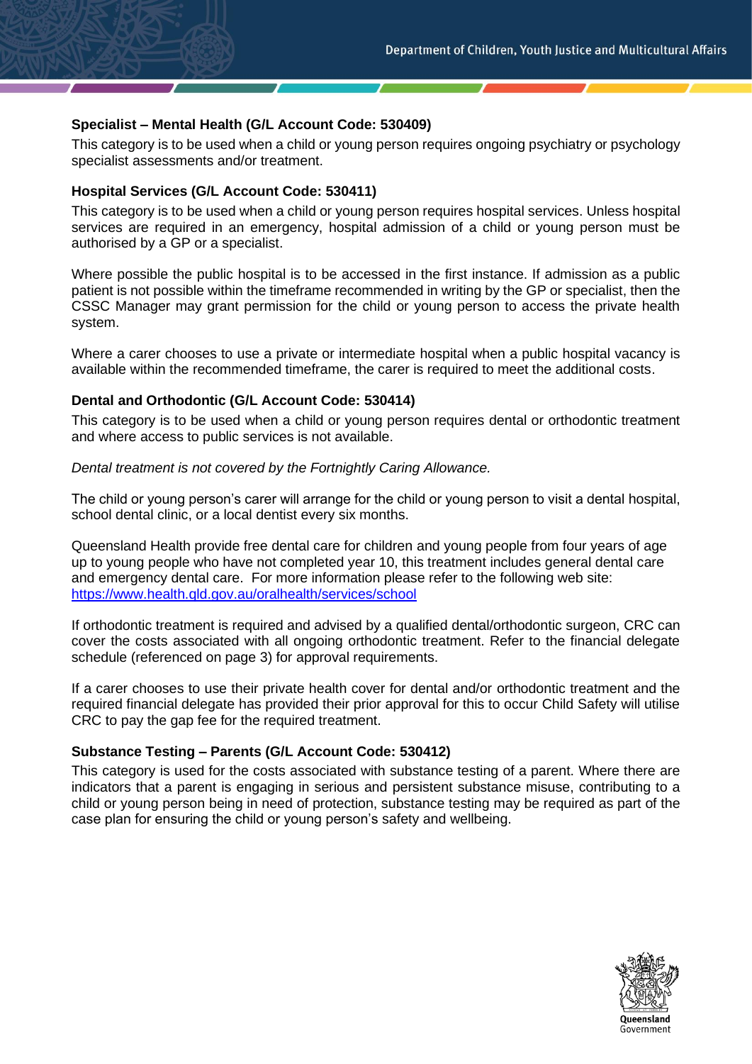**Specialist – Mental Health (G/L Account Code: 530409)**

This category is to be used when a child or young person requires ongoing psychiatry or psychology specialist assessments and/or treatment.

**Hospital Services (G/L Account Code: 530411)**

This category is to be used when a child or young person requires hospital services. Unless hospital services are required in an emergency, hospital admission of a child or young person must be authorised by a GP or a specialist.

Where possible the public hospital is to be accessed in the first instance. If admission as a public patient is not possible within the timeframe recommended in writing by the GP or specialist, then the CSSC Manager may grant permission for the child or young person to access the private health system.

Where a carer chooses to use a private or intermediate hospital when a public hospital vacancy is available within the recommended timeframe, the carer is required to meet the additional costs.

**Dental and Orthodontic (G/L Account Code: 530414)**

This category is to be used when a child or young person requires dental or orthodontic treatment and where access to public services is not available.

*Dental treatment is not covered by the Fortnightly Caring Allowance.*

The child or young person's carer will arrange for the child or young person to visit a dental hospital, school dental clinic, or a local dentist every six months.

Queensland Health provide free dental care for children and young people from four years of age up to young people who have not completed year 10, this treatment includes general dental care and emergency dental care. For more information please refer to the following web site: https://www.health.qld.gov.au/oralhealth/services/school

If orthodontic treatment is required and advised by a qualified dental/orthodontic surgeon, CRC can cover the costs associated with all ongoing orthodontic treatment. Refer to the financial delegate schedule (referenced on page 3) for approval requirements.

If a carer chooses to use their private health cover for dental and/or orthodontic treatment and the required financial delegate has provided their prior approval for this to occur Child Safety will utilise CRC to pay the gap fee for the required treatment.

**Substance Testing – Parents (G/L Account Code: 530412)**

This category is used for the costs associated with substance testing of a parent. Where there are indicators that a parent is engaging in serious and persistent substance misuse, contributing to a child or young person being in need of protection, substance testing may be required as part of the case plan for ensuring the child or young person's safety and wellbeing.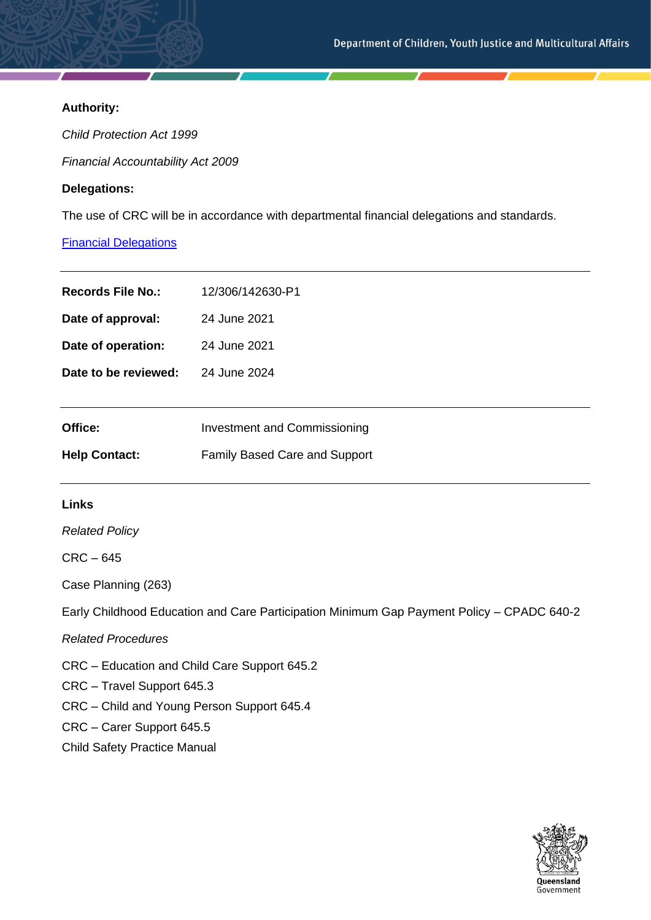**Authority:**

*Child Protection Act 1999*

*Financial Accountability Act 2009*

**Delegations:**

The use of CRC will be in accordance with departmental financial delegations and standards.

[Financial Delegations]

| | |
|---|---|
| **Records File No.:** | 12/306/142630-P1 |
| **Date of approval:** | 24 June 2021 |
| **Date of operation:** | 24 June 2021 |
| **Date to be reviewed:** | 24 June 2024 |

| | |
|---|---|
| **Office:** | Investment and Commissioning |
| **Help Contact:** | Family Based Care and Support |

**Links**

*Related Policy*

CRC – 645

Case Planning (263)

Early Childhood Education and Care Participation Minimum Gap Payment Policy – CPADC 640-2

*Related Procedures*

CRC – Education and Child Care Support 645.2
CRC – Travel Support 645.3
CRC – Child and Young Person Support 645.4
CRC – Carer Support 645.5
Child Safety Practice Manual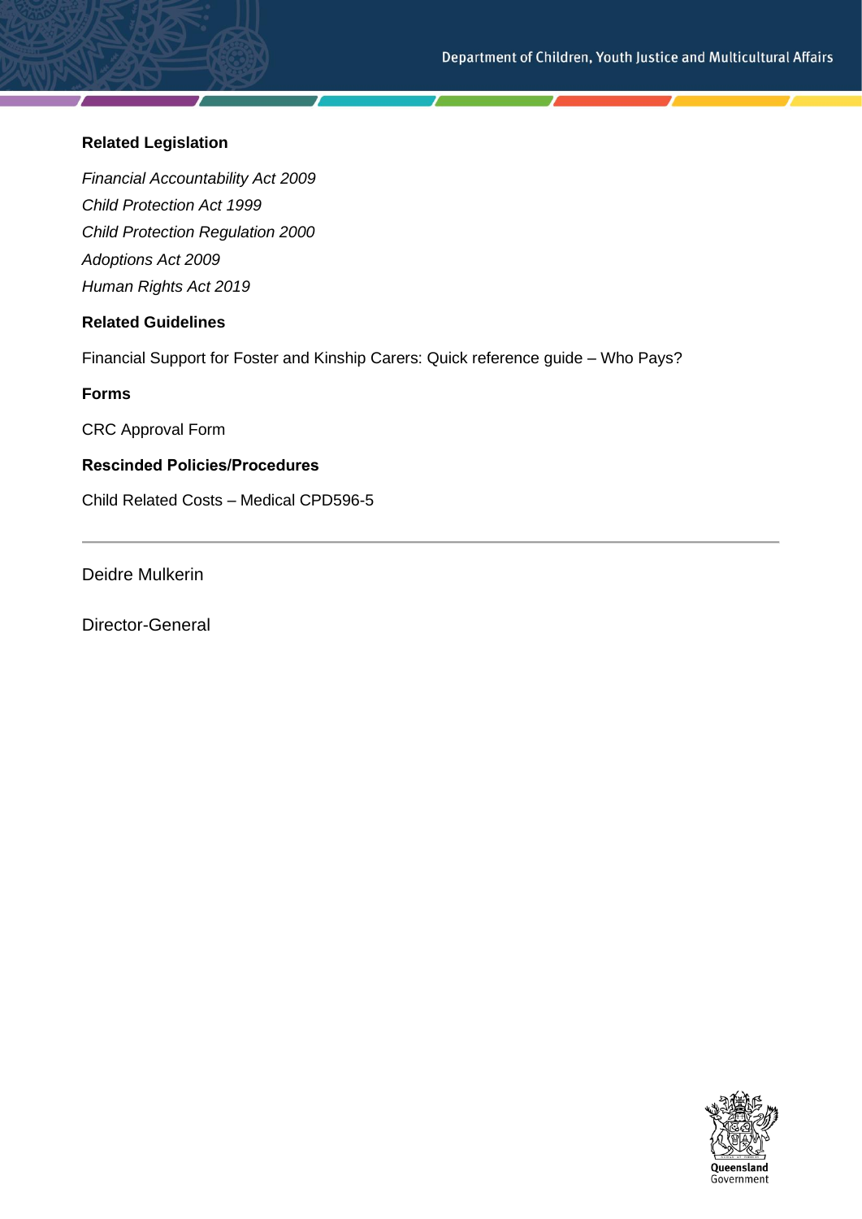**Related Legislation**

*Financial Accountability Act 2009*
*Child Protection Act 1999*
*Child Protection Regulation 2000*
*Adoptions Act 2009*
*Human Rights Act 2019*

**Related Guidelines**

Financial Support for Foster and Kinship Carers: Quick reference guide – Who Pays?

**Forms**

CRC Approval Form

**Rescinded Policies/Procedures**

Child Related Costs – Medical CPD596-5

---

Deidre Mulkerin

Director-General